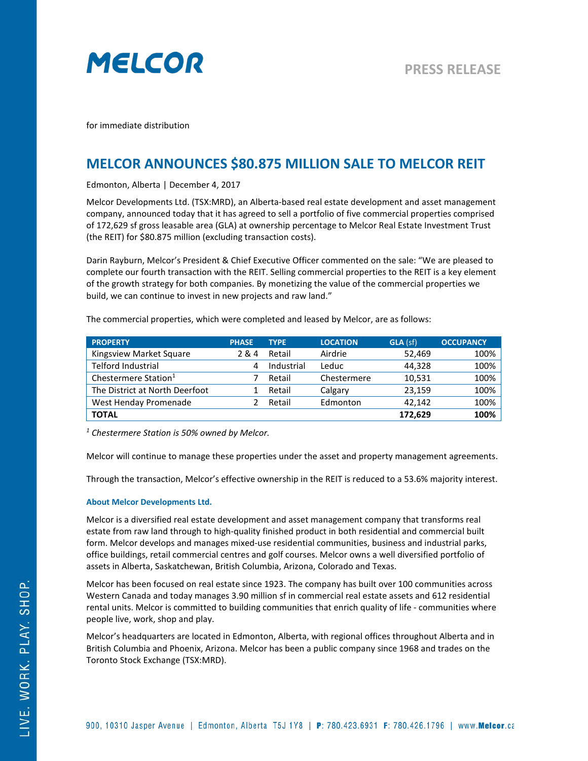# MELCOR

PRESS RELEASE

for immediate distribution

## MELCOR ANNOUNCES $80.875 MILLION SALE TO MELCOR REIT

Edmonton, Alberta | December 4, 2017

Melcor Developments Ltd. (TSX:MRD), an Alberta-based real estate development and asset management company, announced today that it has agreed to sell a portfolio of five commercial properties comprised of 172,629 sf gross leasable area (GLA) at ownership percentage to Melcor Real Estate Investment Trust (the REIT) for $80.875 million (excluding transaction costs).

Darin Rayburn, Melcor's President & Chief Executive Officer commented on the sale: "We are pleased to complete our fourth transaction with the REIT. Selling commercial properties to the REIT is a key element of the growth strategy for both companies. By monetizing the value of the commercial properties we build, we can continue to invest in new projects and raw land."

The commercial properties, which were completed and leased by Melcor, are as follows:

| PROPERTY | PHASE | TYPE | LOCATION | GLA (sf) | OCCUPANCY |
|---|---|---|---|---|---|
| Kingsview Market Square | 2 & 4 | Retail | Airdrie | 52,469 | 100% |
| Telford Industrial | 4 | Industrial | Leduc | 44,328 | 100% |
| Chestermere Station[1] | 7 | Retail | Chestermere | 10,531 | 100% |
| The District at North Deerfoot | 1 | Retail | Calgary | 23,159 | 100% |
| West Henday Promenade | 2 | Retail | Edmonton | 42,142 | 100% |
| **TOTAL** | | | | **172,629** | **100%** |

*[1] Chestermere Station is 50% owned by Melcor.*

Melcor will continue to manage these properties under the asset and property management agreements.

Through the transaction, Melcor's effective ownership in the REIT is reduced to a 53.6% majority interest.

### About Melcor Developments Ltd.

Melcor is a diversified real estate development and asset management company that transforms real estate from raw land through to high-quality finished product in both residential and commercial built form. Melcor develops and manages mixed-use residential communities, business and industrial parks, office buildings, retail commercial centres and golf courses. Melcor owns a well diversified portfolio of assets in Alberta, Saskatchewan, British Columbia, Arizona, Colorado and Texas.

Melcor has been focused on real estate since 1923. The company has built over 100 communities across Western Canada and today manages 3.90 million sf in commercial real estate assets and 612 residential rental units. Melcor is committed to building communities that enrich quality of life - communities where people live, work, shop and play.

Melcor's headquarters are located in Edmonton, Alberta, with regional offices throughout Alberta and in British Columbia and Phoenix, Arizona. Melcor has been a public company since 1968 and trades on the Toronto Stock Exchange (TSX:MRD).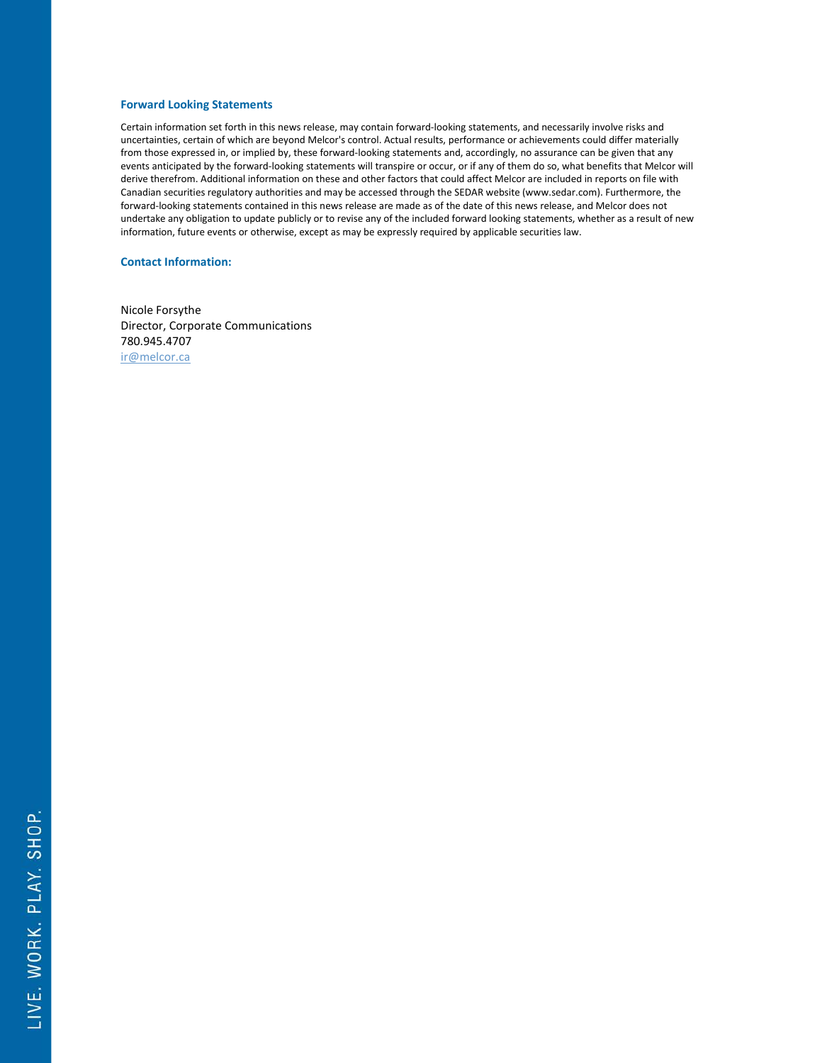### Forward Looking Statements

Certain information set forth in this news release, may contain forward-looking statements, and necessarily involve risks and uncertainties, certain of which are beyond Melcor's control. Actual results, performance or achievements could differ materially from those expressed in, or implied by, these forward-looking statements and, accordingly, no assurance can be given that any events anticipated by the forward-looking statements will transpire or occur, or if any of them do so, what benefits that Melcor will derive therefrom. Additional information on these and other factors that could affect Melcor are included in reports on file with Canadian securities regulatory authorities and may be accessed through the SEDAR website (www.sedar.com). Furthermore, the forward-looking statements contained in this news release are made as of the date of this news release, and Melcor does not undertake any obligation to update publicly or to revise any of the included forward looking statements, whether as a result of new information, future events or otherwise, except as may be expressly required by applicable securities law.

### Contact Information:

Nicole Forsythe
Director, Corporate Communications
780.945.4707
ir@melcor.ca

LIVE. WORK. PLAY. SHOP.